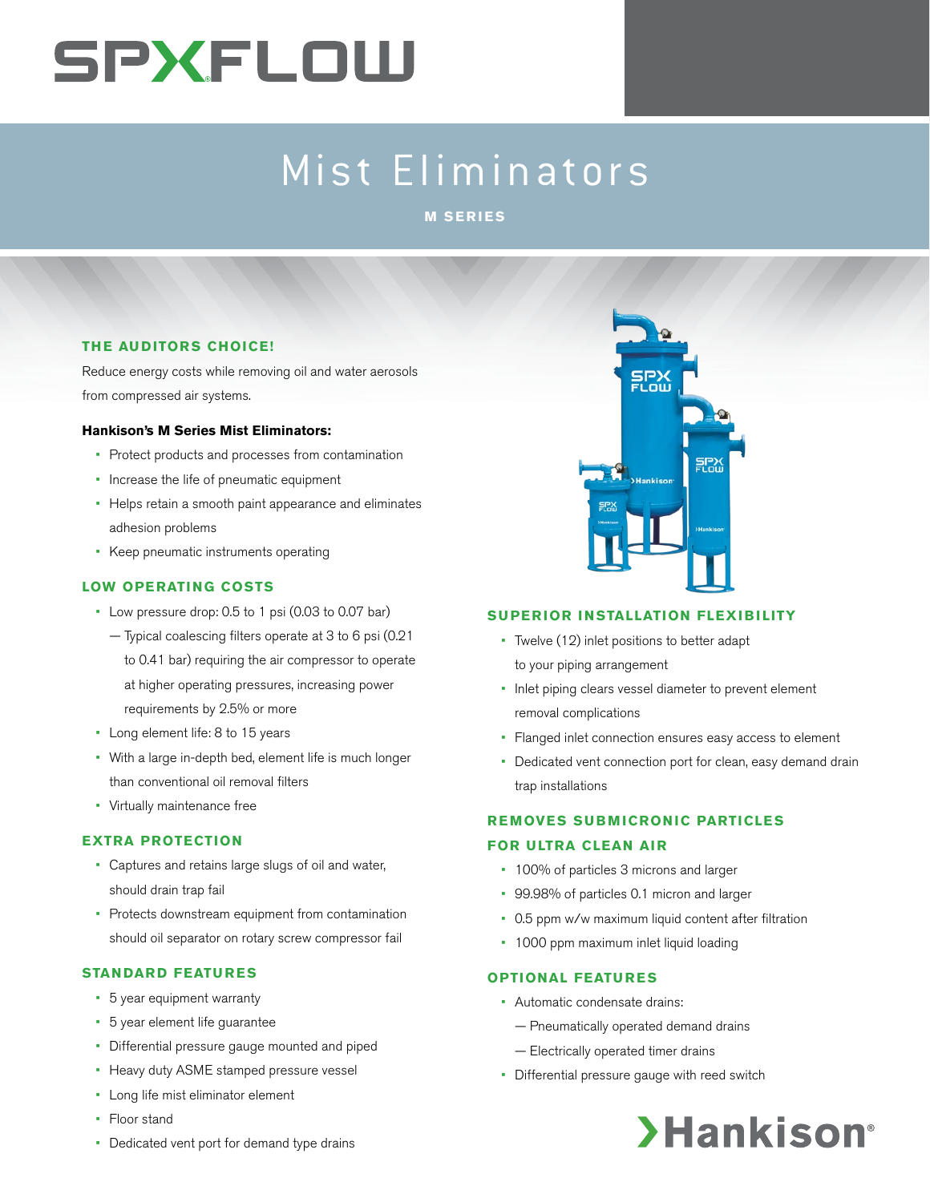# Mist Eliminators

**M SERIES**

## THE AUDITORS CHOICE!

Reduce energy costs while removing oil and water aerosols from compressed air systems.

**Hankison's M Series Mist Eliminators:**

- Protect products and processes from contamination
- Increase the life of pneumatic equipment
- Helps retain a smooth paint appearance and eliminates adhesion problems
- Keep pneumatic instruments operating

## LOW OPERATING COSTS

- Low pressure drop: 0.5 to 1 psi (0.03 to 0.07 bar)
  - Typical coalescing filters operate at 3 to 6 psi (0.21 to 0.41 bar) requiring the air compressor to operate at higher operating pressures, increasing power requirements by 2.5% or more
- Long element life: 8 to 15 years
- With a large in-depth bed, element life is much longer than conventional oil removal filters
- Virtually maintenance free

## EXTRA PROTECTION

- Captures and retains large slugs of oil and water, should drain trap fail
- Protects downstream equipment from contamination should oil separator on rotary screw compressor fail

## STANDARD FEATURES

- 5 year equipment warranty
- 5 year element life guarantee
- Differential pressure gauge mounted and piped
- Heavy duty ASME stamped pressure vessel
- Long life mist eliminator element
- Floor stand
- Dedicated vent port for demand type drains

## SUPERIOR INSTALLATION FLEXIBILITY

- Twelve (12) inlet positions to better adapt to your piping arrangement
- Inlet piping clears vessel diameter to prevent element removal complications
- Flanged inlet connection ensures easy access to element
- Dedicated vent connection port for clean, easy demand drain trap installations

## REMOVES SUBMICRONIC PARTICLES FOR ULTRA CLEAN AIR

- 100% of particles 3 microns and larger
- 99.98% of particles 0.1 micron and larger
- 0.5 ppm w/w maximum liquid content after filtration
- 1000 ppm maximum inlet liquid loading

## OPTIONAL FEATURES

- Automatic condensate drains:
  - Pneumatically operated demand drains
  - Electrically operated timer drains
- Differential pressure gauge with reed switch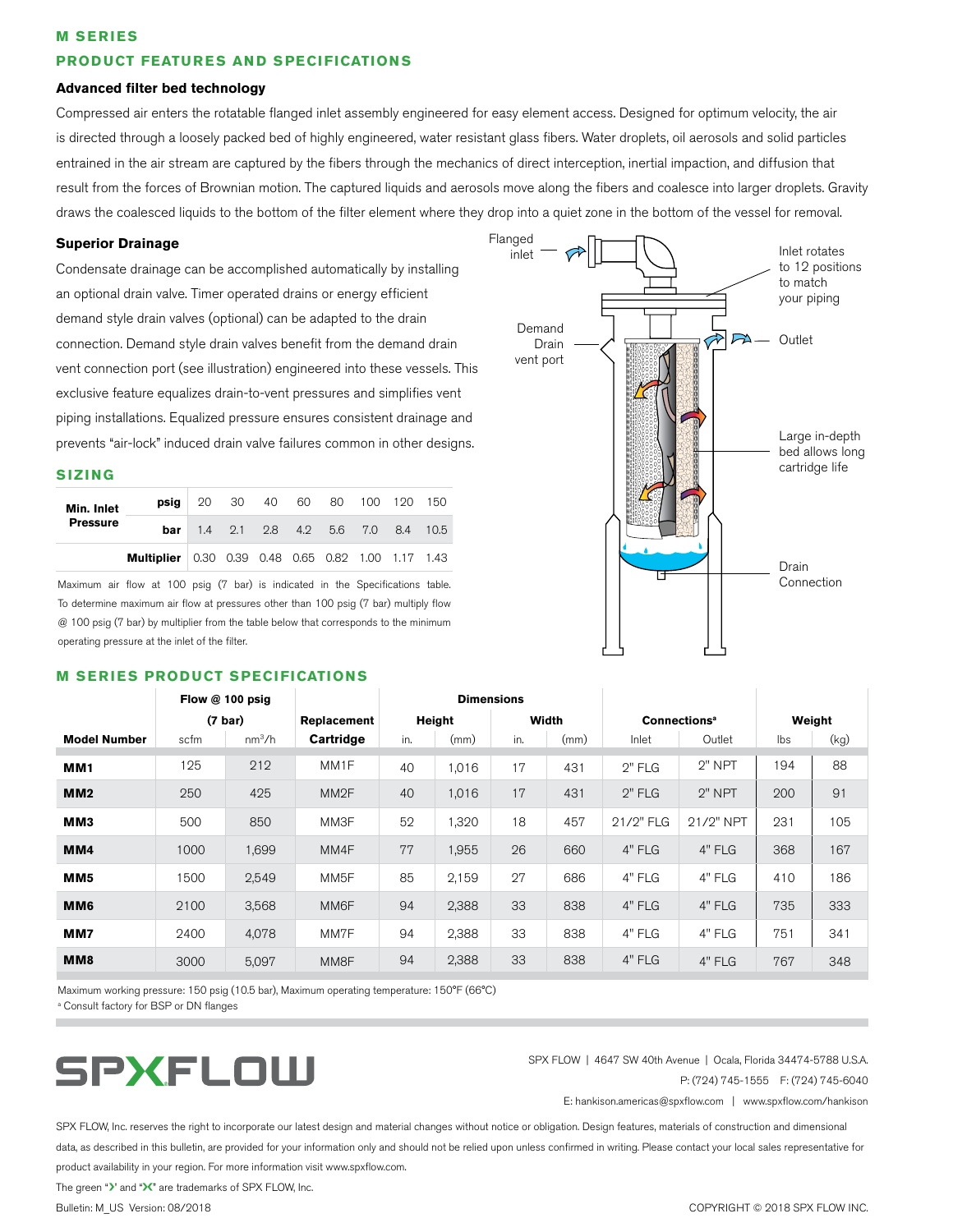## M SERIES

## PRODUCT FEATURES AND SPECIFICATIONS

### Advanced filter bed technology

Compressed air enters the rotatable flanged inlet assembly engineered for easy element access. Designed for optimum velocity, the air is directed through a loosely packed bed of highly engineered, water resistant glass fibers. Water droplets, oil aerosols and solid particles entrained in the air stream are captured by the fibers through the mechanics of direct interception, inertial impaction, and diffusion that result from the forces of Brownian motion. The captured liquids and aerosols move along the fibers and coalesce into larger droplets. Gravity draws the coalesced liquids to the bottom of the filter element where they drop into a quiet zone in the bottom of the vessel for removal.

### Superior Drainage

Condensate drainage can be accomplished automatically by installing an optional drain valve. Timer operated drains or energy efficient demand style drain valves (optional) can be adapted to the drain connection. Demand style drain valves benefit from the demand drain vent connection port (see illustration) engineered into these vessels. This exclusive feature equalizes drain-to-vent pressures and simplifies vent piping installations. Equalized pressure ensures consistent drainage and prevents "air-lock" induced drain valve failures common in other designs.

Flanged inlet

Inlet rotates to 12 positions to match your piping

Demand Drain vent port

Outlet

Large in-depth bed allows long cartridge life

Drain Connection

## SIZING

| Min. Inlet Pressure | psig | 20 | 30 | 40 | 60 | 80 | 100 | 120 | 150 |
|---|---|---|---|---|---|---|---|---|---|
| | bar | 1.4 | 2.1 | 2.8 | 4.2 | 5.6 | 7.0 | 8.4 | 10.5 |
| | Multiplier | 0.30 | 0.39 | 0.48 | 0.65 | 0.82 | 1.00 | 1.17 | 1.43 |

Maximum air flow at 100 psig (7 bar) is indicated in the Specifications table. To determine maximum air flow at pressures other than 100 psig (7 bar) multiply flow @ 100 psig (7 bar) by multiplier from the table below that corresponds to the minimum operating pressure at the inlet of the filter.

## M SERIES PRODUCT SPECIFICATIONS

| | Flow @ 100 psig (7 bar) | | Replacement | Dimensions | | | | Connections[a] | | Weight | |
|---|---|---|---|---|---|---|---|---|---|---|---|
| | | | | Height | | Width | | | | | |
| Model Number | scfm | $nm^3/h$ | Cartridge | in. | (mm) | in. | (mm) | Inlet | Outlet | lbs | (kg) |
| **MM1** | 125 | 212 | MM1F | 40 | 1,016 | 17 | 431 | 2" FLG | 2" NPT | 194 | 88 |
| **MM2** | 250 | 425 | MM2F | 40 | 1,016 | 17 | 431 | 2" FLG | 2" NPT | 200 | 91 |
| **MM3** | 500 | 850 | MM3F | 52 | 1,320 | 18 | 457 | 21/2" FLG | 21/2" NPT | 231 | 105 |
| **MM4** | 1000 | 1,699 | MM4F | 77 | 1,955 | 26 | 660 | 4" FLG | 4" FLG | 368 | 167 |
| **MM5** | 1500 | 2,549 | MM5F | 85 | 2,159 | 27 | 686 | 4" FLG | 4" FLG | 410 | 186 |
| **MM6** | 2100 | 3,568 | MM6F | 94 | 2,388 | 33 | 838 | 4" FLG | 4" FLG | 735 | 333 |
| **MM7** | 2400 | 4,078 | MM7F | 94 | 2,388 | 33 | 838 | 4" FLG | 4" FLG | 751 | 341 |
| **MM8** | 3000 | 5,097 | MM8F | 94 | 2,388 | 33 | 838 | 4" FLG | 4" FLG | 767 | 348 |

Maximum working pressure: 150 psig (10.5 bar), Maximum operating temperature: 150°F (66°C)

[a] Consult factory for BSP or DN flanges

SPXFLOW

SPX FLOW | 4647 SW 40th Avenue | Ocala, Florida 34474-5788 U.S.A.
P: (724) 745-1555 F: (724) 745-6040
E: hankison.americas@spxflow.com | www.spxflow.com/hankison

SPX FLOW, Inc. reserves the right to incorporate our latest design and material changes without notice or obligation. Design features, materials of construction and dimensional data, as described in this bulletin, are provided for your information only and should not be relied upon unless confirmed in writing. Please contact your local sales representative for product availability in your region. For more information visit www.spxflow.com.

The green ">" and "X" are trademarks of SPX FLOW, Inc.

Bulletin: M_US Version: 08/2018

COPYRIGHT © 2018 SPX FLOW INC.